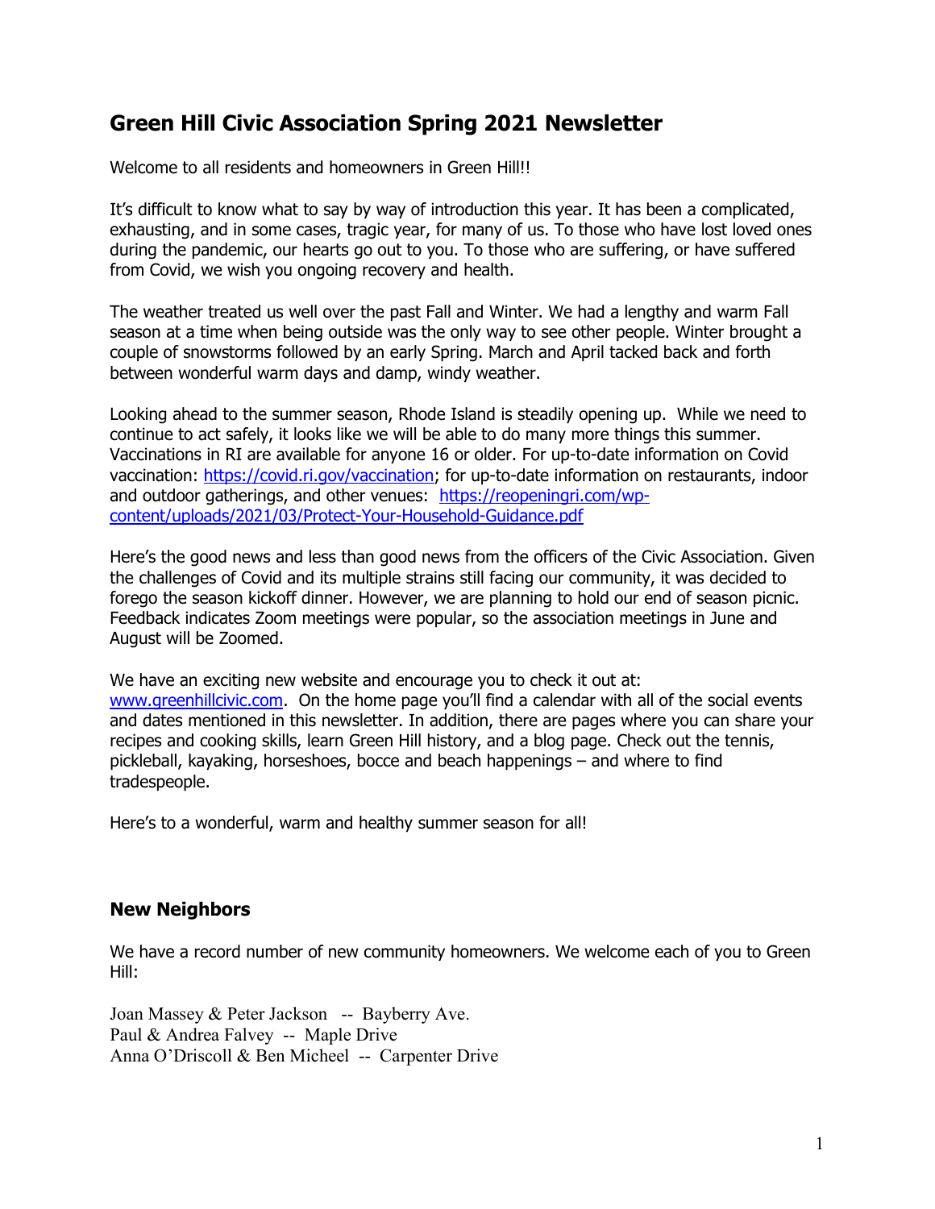# Green Hill Civic Association Spring 2021 Newsletter

Welcome to all residents and homeowners in Green Hill!!

It's difficult to know what to say by way of introduction this year. It has been a complicated, exhausting, and in some cases, tragic year, for many of us. To those who have lost loved ones during the pandemic, our hearts go out to you. To those who are suffering, or have suffered from Covid, we wish you ongoing recovery and health.

The weather treated us well over the past Fall and Winter. We had a lengthy and warm Fall season at a time when being outside was the only way to see other people. Winter brought a couple of snowstorms followed by an early Spring. March and April tacked back and forth between wonderful warm days and damp, windy weather.

Looking ahead to the summer season, Rhode Island is steadily opening up. While we need to continue to act safely, it looks like we will be able to do many more things this summer. Vaccinations in RI are available for anyone 16 or older. For up-to-date information on Covid vaccination: [https://covid.ri.gov/vaccination](https://covid.ri.gov/vaccination); for up-to-date information on restaurants, indoor and outdoor gatherings, and other venues: [https://reopeningri.com/wp-content/uploads/2021/03/Protect-Your-Household-Guidance.pdf](https://reopeningri.com/wp-content/uploads/2021/03/Protect-Your-Household-Guidance.pdf)

Here's the good news and less than good news from the officers of the Civic Association. Given the challenges of Covid and its multiple strains still facing our community, it was decided to forego the season kickoff dinner. However, we are planning to hold our end of season picnic. Feedback indicates Zoom meetings were popular, so the association meetings in June and August will be Zoomed.

We have an exciting new website and encourage you to check it out at: [www.greenhillcivic.com](www.greenhillcivic.com). On the home page you'll find a calendar with all of the social events and dates mentioned in this newsletter. In addition, there are pages where you can share your recipes and cooking skills, learn Green Hill history, and a blog page. Check out the tennis, pickleball, kayaking, horseshoes, bocce and beach happenings – and where to find tradespeople.

Here's to a wonderful, warm and healthy summer season for all!

## New Neighbors

We have a record number of new community homeowners. We welcome each of you to Green Hill:

Joan Massey & Peter Jackson -- Bayberry Ave.
Paul & Andrea Falvey -- Maple Drive
Anna O'Driscoll & Ben Micheel -- Carpenter Drive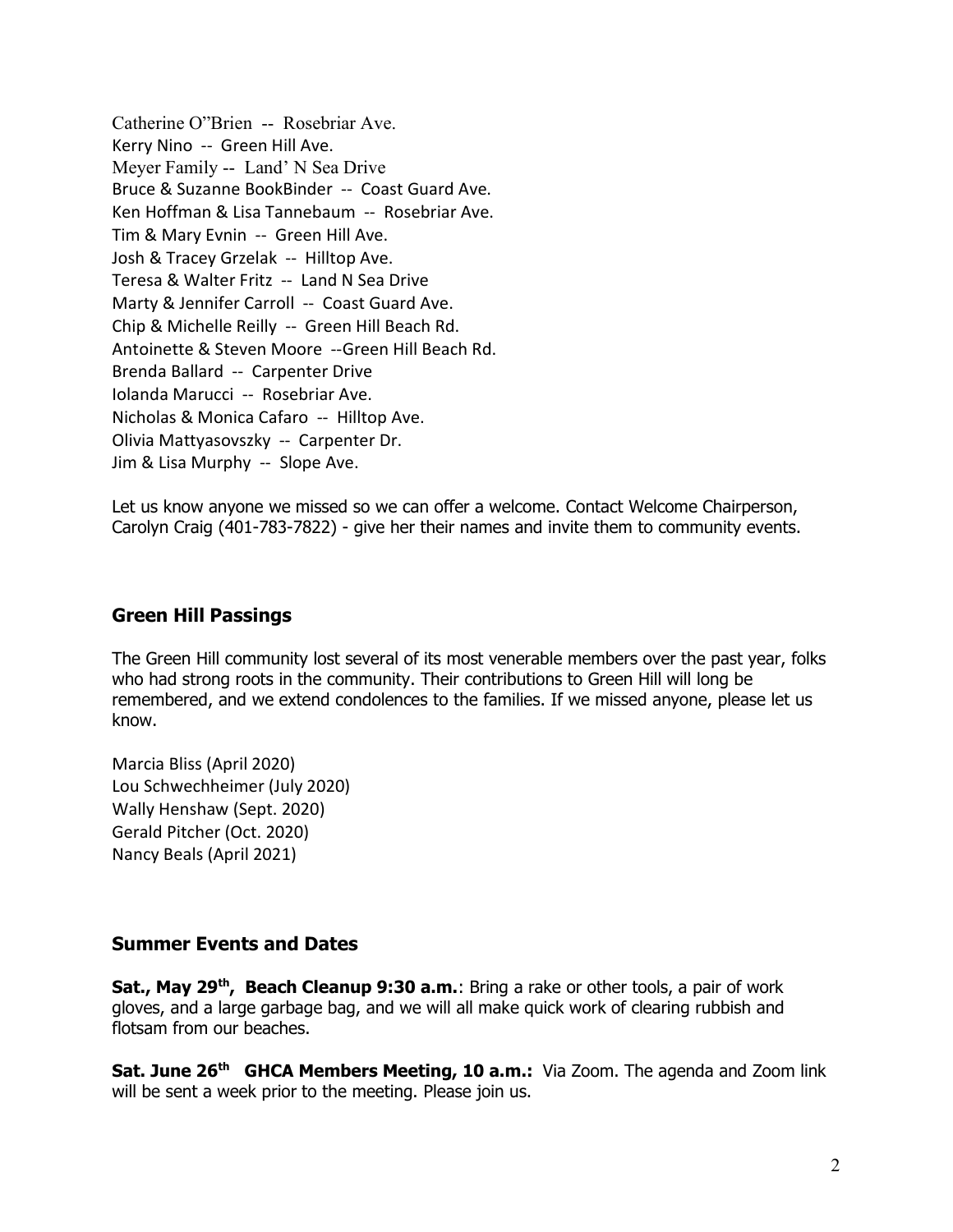Catherine O"Brien -- Rosebriar Ave.
Kerry Nino -- Green Hill Ave.
Meyer Family -- Land' N Sea Drive
Bruce & Suzanne BookBinder -- Coast Guard Ave.
Ken Hoffman & Lisa Tannebaum -- Rosebriar Ave.
Tim & Mary Evnin -- Green Hill Ave.
Josh & Tracey Grzelak -- Hilltop Ave.
Teresa & Walter Fritz -- Land N Sea Drive
Marty & Jennifer Carroll -- Coast Guard Ave.
Chip & Michelle Reilly -- Green Hill Beach Rd.
Antoinette & Steven Moore --Green Hill Beach Rd.
Brenda Ballard -- Carpenter Drive
Iolanda Marucci -- Rosebriar Ave.
Nicholas & Monica Cafaro -- Hilltop Ave.
Olivia Mattyasovszky -- Carpenter Dr.
Jim & Lisa Murphy -- Slope Ave.

Let us know anyone we missed so we can offer a welcome. Contact Welcome Chairperson, Carolyn Craig (401-783-7822) - give her their names and invite them to community events.

## Green Hill Passings

The Green Hill community lost several of its most venerable members over the past year, folks who had strong roots in the community. Their contributions to Green Hill will long be remembered, and we extend condolences to the families. If we missed anyone, please let us know.

Marcia Bliss (April 2020)
Lou Schwechheimer (July 2020)
Wally Henshaw (Sept. 2020)
Gerald Pitcher (Oct. 2020)
Nancy Beals (April 2021)

## Summer Events and Dates

**Sat., May 29th, Beach Cleanup 9:30 a.m.**: Bring a rake or other tools, a pair of work gloves, and a large garbage bag, and we will all make quick work of clearing rubbish and flotsam from our beaches.

**Sat. June 26th GHCA Members Meeting, 10 a.m.:** Via Zoom. The agenda and Zoom link will be sent a week prior to the meeting. Please join us.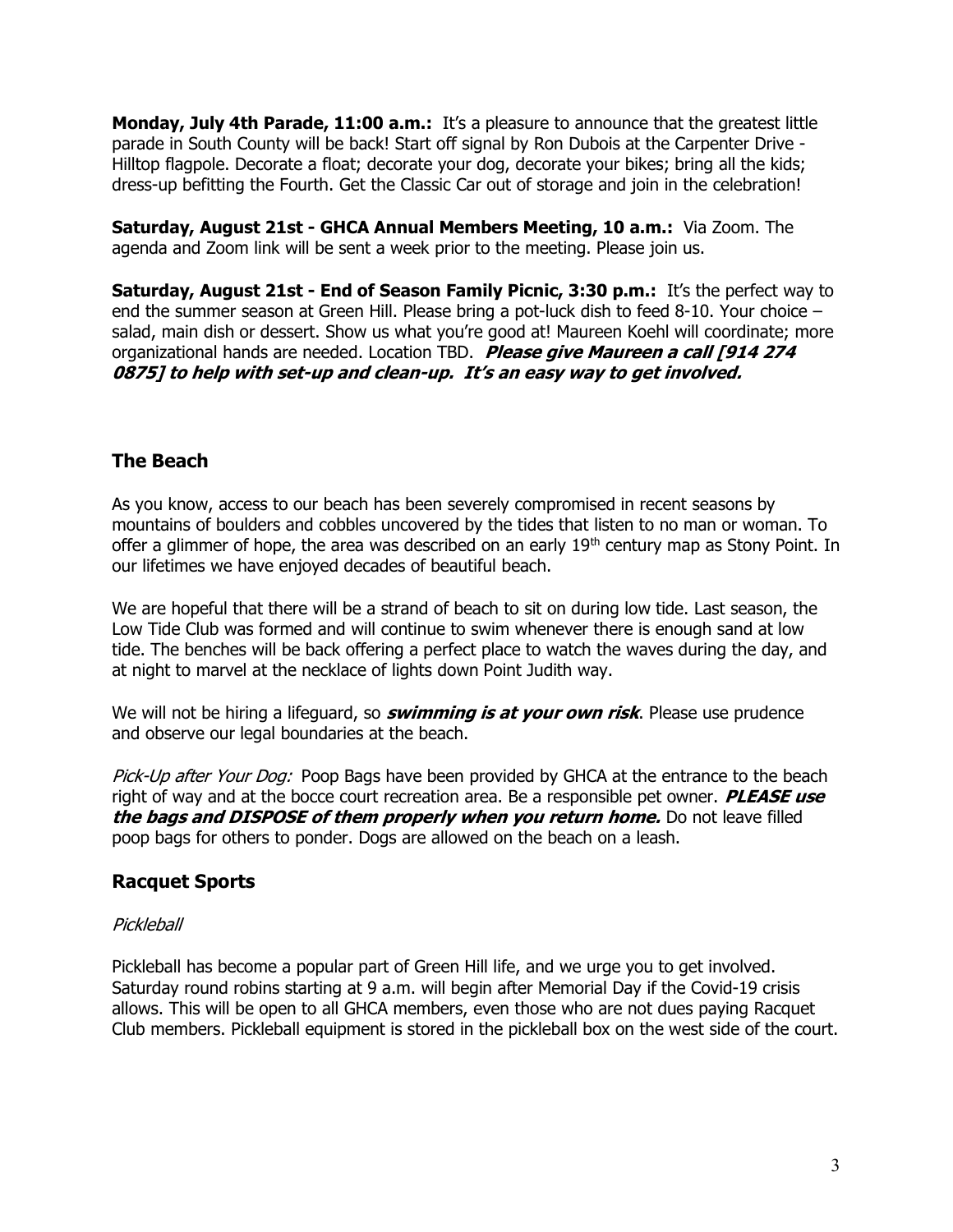**Monday, July 4th Parade, 11:00 a.m.:** It's a pleasure to announce that the greatest little parade in South County will be back! Start off signal by Ron Dubois at the Carpenter Drive - Hilltop flagpole. Decorate a float; decorate your dog, decorate your bikes; bring all the kids; dress-up befitting the Fourth. Get the Classic Car out of storage and join in the celebration!

**Saturday, August 21st - GHCA Annual Members Meeting, 10 a.m.:** Via Zoom. The agenda and Zoom link will be sent a week prior to the meeting. Please join us.

**Saturday, August 21st - End of Season Family Picnic, 3:30 p.m.:** It's the perfect way to end the summer season at Green Hill. Please bring a pot-luck dish to feed 8-10. Your choice – salad, main dish or dessert. Show us what you're good at! Maureen Koehl will coordinate; more organizational hands are needed. Location TBD. ***Please give Maureen a call [914 274 0875] to help with set-up and clean-up. It's an easy way to get involved.***

## The Beach

As you know, access to our beach has been severely compromised in recent seasons by mountains of boulders and cobbles uncovered by the tides that listen to no man or woman. To offer a glimmer of hope, the area was described on an early 19th century map as Stony Point. In our lifetimes we have enjoyed decades of beautiful beach.

We are hopeful that there will be a strand of beach to sit on during low tide. Last season, the Low Tide Club was formed and will continue to swim whenever there is enough sand at low tide. The benches will be back offering a perfect place to watch the waves during the day, and at night to marvel at the necklace of lights down Point Judith way.

We will not be hiring a lifeguard, so ***swimming is at your own risk***. Please use prudence and observe our legal boundaries at the beach.

*Pick-Up after Your Dog:* Poop Bags have been provided by GHCA at the entrance to the beach right of way and at the bocce court recreation area. Be a responsible pet owner. ***PLEASE use the bags and DISPOSE of them properly when you return home.*** Do not leave filled poop bags for others to ponder. Dogs are allowed on the beach on a leash.

## Racquet Sports

*Pickleball*

Pickleball has become a popular part of Green Hill life, and we urge you to get involved. Saturday round robins starting at 9 a.m. will begin after Memorial Day if the Covid-19 crisis allows. This will be open to all GHCA members, even those who are not dues paying Racquet Club members. Pickleball equipment is stored in the pickleball box on the west side of the court.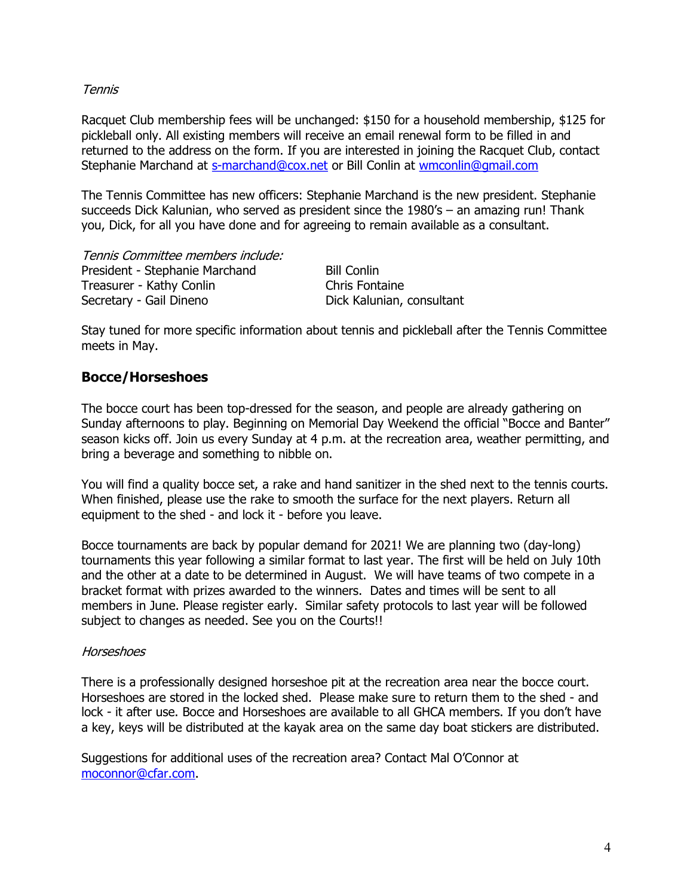*Tennis*

Racquet Club membership fees will be unchanged: $150 for a household membership, $125 for pickleball only. All existing members will receive an email renewal form to be filled in and returned to the address on the form. If you are interested in joining the Racquet Club, contact Stephanie Marchand at s-marchand@cox.net or Bill Conlin at wmconlin@gmail.com

The Tennis Committee has new officers: Stephanie Marchand is the new president. Stephanie succeeds Dick Kalunian, who served as president since the 1980's – an amazing run! Thank you, Dick, for all you have done and for agreeing to remain available as a consultant.

*Tennis Committee members include:*

President - Stephanie Marchand
Treasurer - Kathy Conlin
Secretary - Gail Dineno
Bill Conlin
Chris Fontaine
Dick Kalunian, consultant

Stay tuned for more specific information about tennis and pickleball after the Tennis Committee meets in May.

## Bocce/Horseshoes

The bocce court has been top-dressed for the season, and people are already gathering on Sunday afternoons to play. Beginning on Memorial Day Weekend the official "Bocce and Banter" season kicks off. Join us every Sunday at 4 p.m. at the recreation area, weather permitting, and bring a beverage and something to nibble on.

You will find a quality bocce set, a rake and hand sanitizer in the shed next to the tennis courts. When finished, please use the rake to smooth the surface for the next players. Return all equipment to the shed - and lock it - before you leave.

Bocce tournaments are back by popular demand for 2021! We are planning two (day-long) tournaments this year following a similar format to last year. The first will be held on July 10th and the other at a date to be determined in August. We will have teams of two compete in a bracket format with prizes awarded to the winners. Dates and times will be sent to all members in June. Please register early. Similar safety protocols to last year will be followed subject to changes as needed. See you on the Courts!!

*Horseshoes*

There is a professionally designed horseshoe pit at the recreation area near the bocce court. Horseshoes are stored in the locked shed. Please make sure to return them to the shed - and lock - it after use. Bocce and Horseshoes are available to all GHCA members. If you don't have a key, keys will be distributed at the kayak area on the same day boat stickers are distributed.

Suggestions for additional uses of the recreation area? Contact Mal O'Connor at moconnor@cfar.com.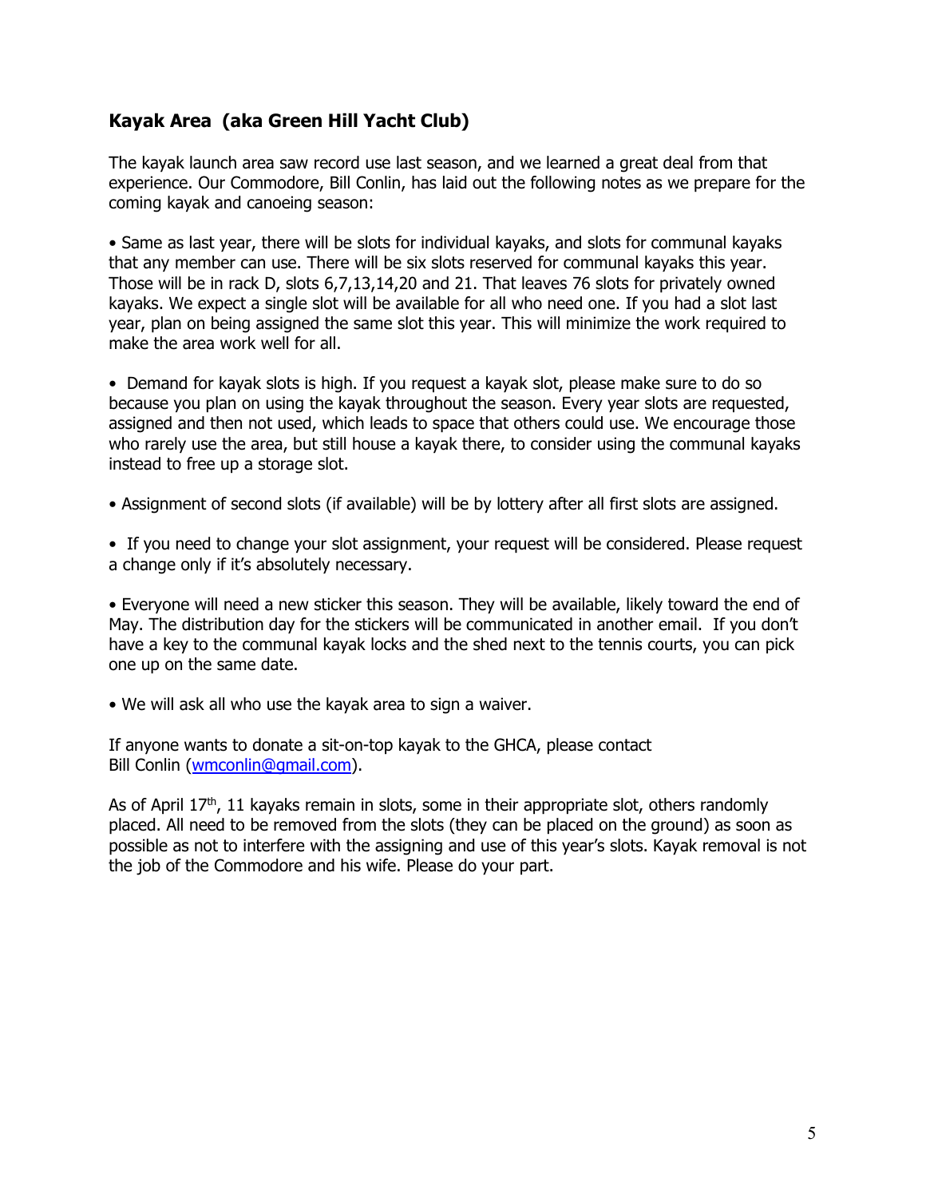## Kayak Area (aka Green Hill Yacht Club)

The kayak launch area saw record use last season, and we learned a great deal from that experience. Our Commodore, Bill Conlin, has laid out the following notes as we prepare for the coming kayak and canoeing season:

- Same as last year, there will be slots for individual kayaks, and slots for communal kayaks that any member can use. There will be six slots reserved for communal kayaks this year. Those will be in rack D, slots 6,7,13,14,20 and 21. That leaves 76 slots for privately owned kayaks. We expect a single slot will be available for all who need one. If you had a slot last year, plan on being assigned the same slot this year. This will minimize the work required to make the area work well for all.

- Demand for kayak slots is high. If you request a kayak slot, please make sure to do so because you plan on using the kayak throughout the season. Every year slots are requested, assigned and then not used, which leads to space that others could use. We encourage those who rarely use the area, but still house a kayak there, to consider using the communal kayaks instead to free up a storage slot.

- Assignment of second slots (if available) will be by lottery after all first slots are assigned.

- If you need to change your slot assignment, your request will be considered. Please request a change only if it's absolutely necessary.

- Everyone will need a new sticker this season. They will be available, likely toward the end of May. The distribution day for the stickers will be communicated in another email. If you don't have a key to the communal kayak locks and the shed next to the tennis courts, you can pick one up on the same date.

- We will ask all who use the kayak area to sign a waiver.

If anyone wants to donate a sit-on-top kayak to the GHCA, please contact Bill Conlin (wmconlin@gmail.com).

As of April 17th, 11 kayaks remain in slots, some in their appropriate slot, others randomly placed. All need to be removed from the slots (they can be placed on the ground) as soon as possible as not to interfere with the assigning and use of this year's slots. Kayak removal is not the job of the Commodore and his wife. Please do your part.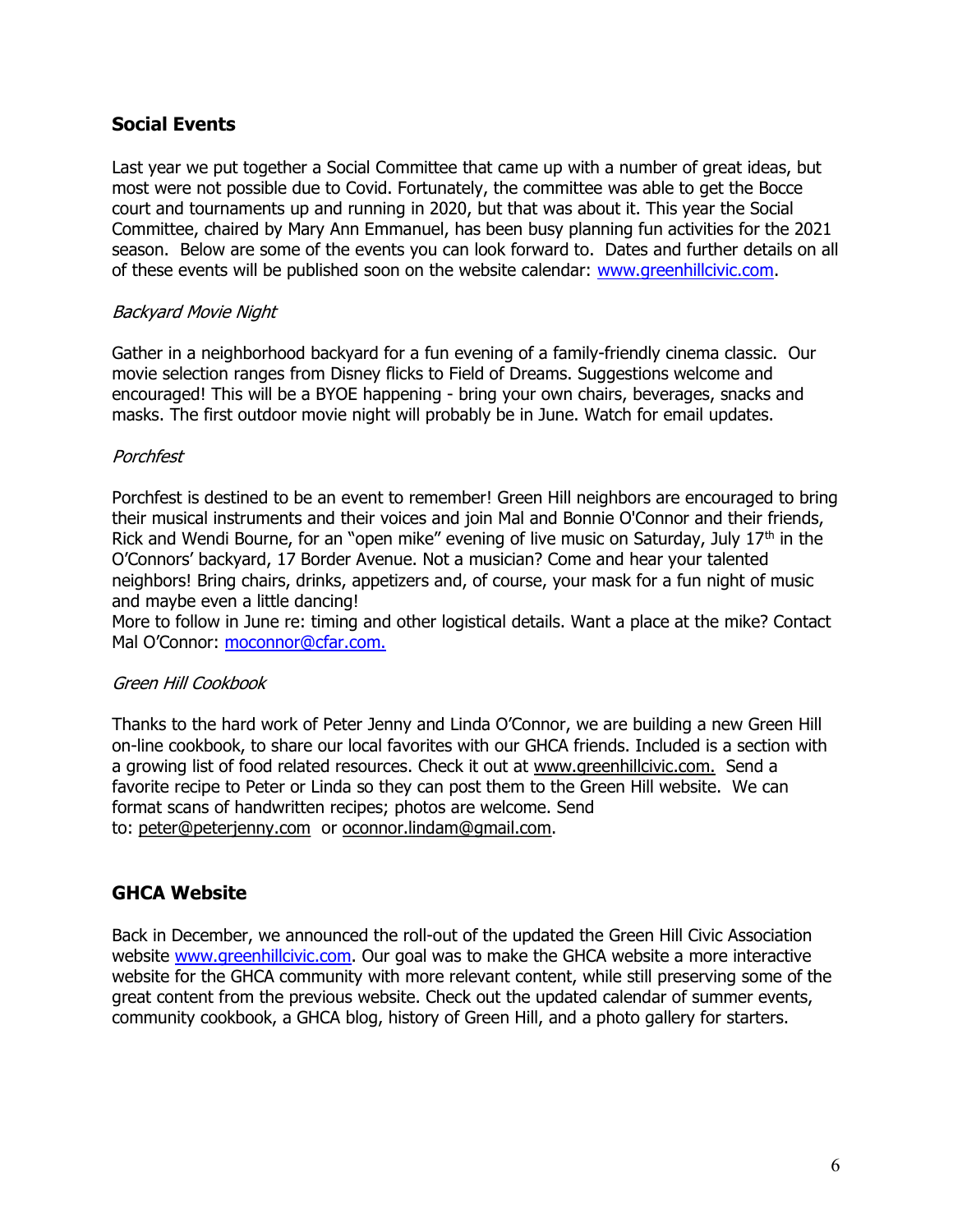## Social Events

Last year we put together a Social Committee that came up with a number of great ideas, but most were not possible due to Covid. Fortunately, the committee was able to get the Bocce court and tournaments up and running in 2020, but that was about it. This year the Social Committee, chaired by Mary Ann Emmanuel, has been busy planning fun activities for the 2021 season. Below are some of the events you can look forward to. Dates and further details on all of these events will be published soon on the website calendar: www.greenhillcivic.com.

*Backyard Movie Night*

Gather in a neighborhood backyard for a fun evening of a family-friendly cinema classic. Our movie selection ranges from Disney flicks to Field of Dreams. Suggestions welcome and encouraged! This will be a BYOE happening - bring your own chairs, beverages, snacks and masks. The first outdoor movie night will probably be in June. Watch for email updates.

*Porchfest*

Porchfest is destined to be an event to remember! Green Hill neighbors are encouraged to bring their musical instruments and their voices and join Mal and Bonnie O'Connor and their friends, Rick and Wendi Bourne, for an "open mike" evening of live music on Saturday, July 17th in the O'Connors' backyard, 17 Border Avenue. Not a musician? Come and hear your talented neighbors! Bring chairs, drinks, appetizers and, of course, your mask for a fun night of music and maybe even a little dancing!
More to follow in June re: timing and other logistical details. Want a place at the mike? Contact Mal O'Connor: moconnor@cfar.com.

*Green Hill Cookbook*

Thanks to the hard work of Peter Jenny and Linda O'Connor, we are building a new Green Hill on-line cookbook, to share our local favorites with our GHCA friends. Included is a section with a growing list of food related resources. Check it out at www.greenhillcivic.com. Send a favorite recipe to Peter or Linda so they can post them to the Green Hill website. We can format scans of handwritten recipes; photos are welcome. Send to: peter@peterjenny.com or oconnor.lindam@gmail.com.

## GHCA Website

Back in December, we announced the roll-out of the updated the Green Hill Civic Association website www.greenhillcivic.com. Our goal was to make the GHCA website a more interactive website for the GHCA community with more relevant content, while still preserving some of the great content from the previous website. Check out the updated calendar of summer events, community cookbook, a GHCA blog, history of Green Hill, and a photo gallery for starters.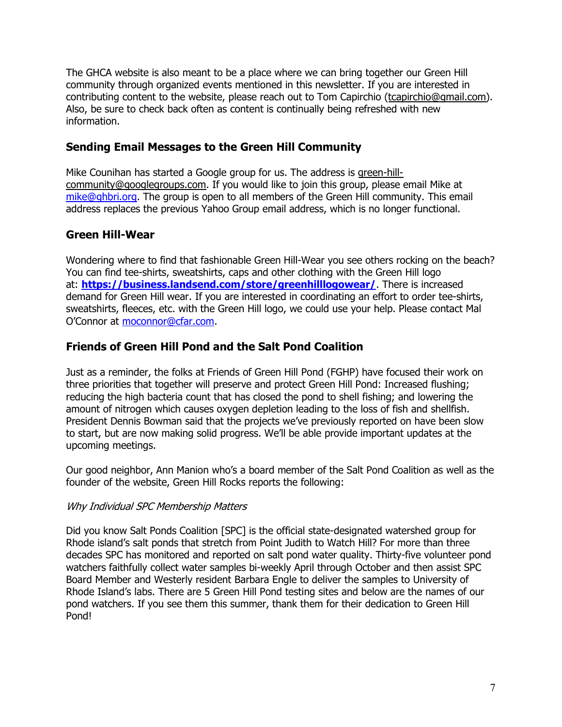The GHCA website is also meant to be a place where we can bring together our Green Hill community through organized events mentioned in this newsletter. If you are interested in contributing content to the website, please reach out to Tom Capirchio (tcapirchio@gmail.com). Also, be sure to check back often as content is continually being refreshed with new information.

## Sending Email Messages to the Green Hill Community

Mike Counihan has started a Google group for us. The address is green-hill-community@googlegroups.com. If you would like to join this group, please email Mike at mike@ghbri.org. The group is open to all members of the Green Hill community. This email address replaces the previous Yahoo Group email address, which is no longer functional.

## Green Hill-Wear

Wondering where to find that fashionable Green Hill-Wear you see others rocking on the beach? You can find tee-shirts, sweatshirts, caps and other clothing with the Green Hill logo at: **https://business.landsend.com/store/greenhilllogowear/**. There is increased demand for Green Hill wear. If you are interested in coordinating an effort to order tee-shirts, sweatshirts, fleeces, etc. with the Green Hill logo, we could use your help. Please contact Mal O'Connor at moconnor@cfar.com.

## Friends of Green Hill Pond and the Salt Pond Coalition

Just as a reminder, the folks at Friends of Green Hill Pond (FGHP) have focused their work on three priorities that together will preserve and protect Green Hill Pond: Increased flushing; reducing the high bacteria count that has closed the pond to shell fishing; and lowering the amount of nitrogen which causes oxygen depletion leading to the loss of fish and shellfish. President Dennis Bowman said that the projects we've previously reported on have been slow to start, but are now making solid progress. We'll be able provide important updates at the upcoming meetings.

Our good neighbor, Ann Manion who's a board member of the Salt Pond Coalition as well as the founder of the website, Green Hill Rocks reports the following:

*Why Individual SPC Membership Matters*

Did you know Salt Ponds Coalition [SPC] is the official state-designated watershed group for Rhode island's salt ponds that stretch from Point Judith to Watch Hill? For more than three decades SPC has monitored and reported on salt pond water quality. Thirty-five volunteer pond watchers faithfully collect water samples bi-weekly April through October and then assist SPC Board Member and Westerly resident Barbara Engle to deliver the samples to University of Rhode Island's labs. There are 5 Green Hill Pond testing sites and below are the names of our pond watchers. If you see them this summer, thank them for their dedication to Green Hill Pond!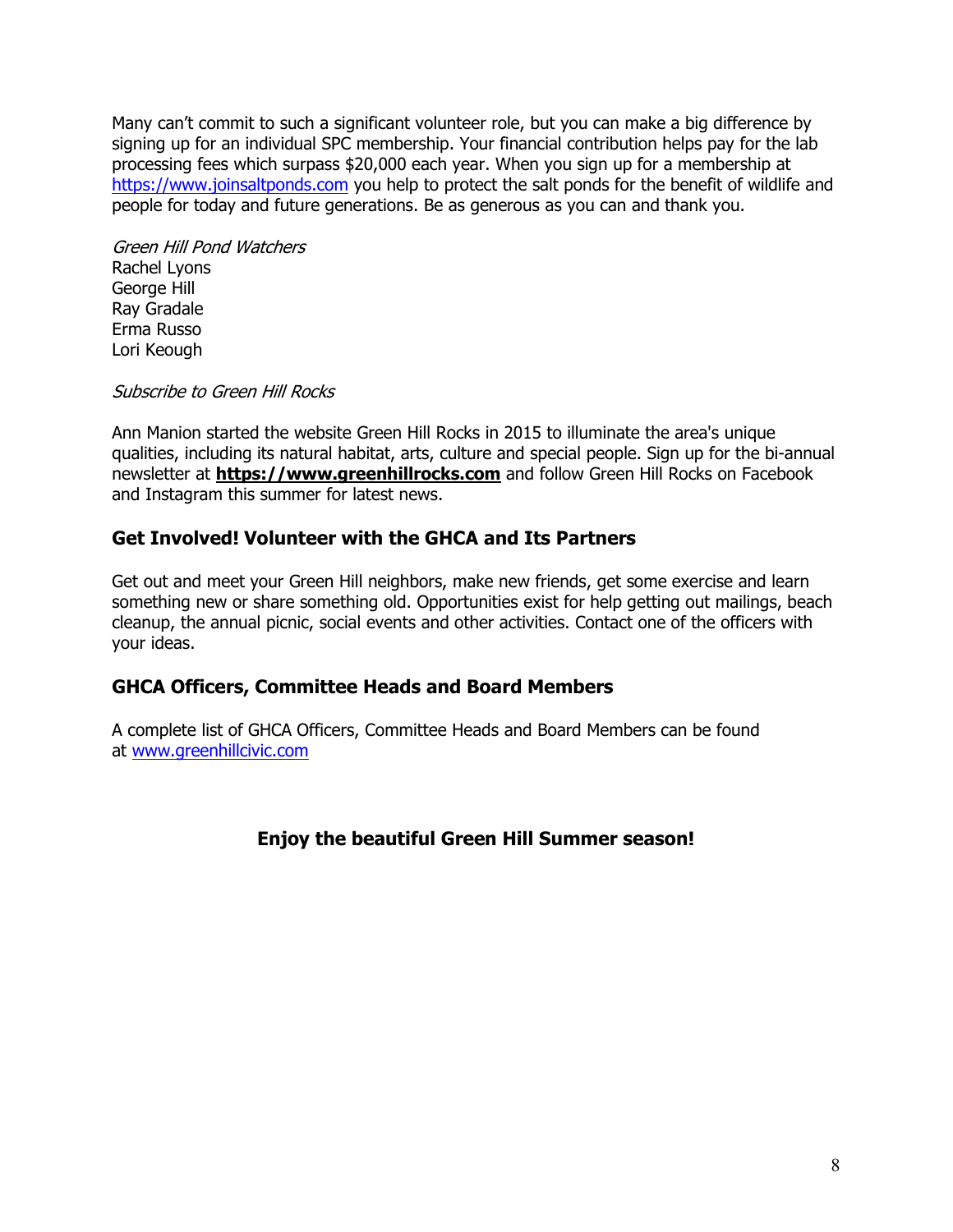Many can't commit to such a significant volunteer role, but you can make a big difference by signing up for an individual SPC membership. Your financial contribution helps pay for the lab processing fees which surpass $20,000 each year. When you sign up for a membership at https://www.joinsaltponds.com you help to protect the salt ponds for the benefit of wildlife and people for today and future generations. Be as generous as you can and thank you.

*Green Hill Pond Watchers*
Rachel Lyons
George Hill
Ray Gradale
Erma Russo
Lori Keough

*Subscribe to Green Hill Rocks*

Ann Manion started the website Green Hill Rocks in 2015 to illuminate the area's unique qualities, including its natural habitat, arts, culture and special people. Sign up for the bi-annual newsletter at **https://www.greenhillrocks.com** and follow Green Hill Rocks on Facebook and Instagram this summer for latest news.

## Get Involved! Volunteer with the GHCA and Its Partners

Get out and meet your Green Hill neighbors, make new friends, get some exercise and learn something new or share something old. Opportunities exist for help getting out mailings, beach cleanup, the annual picnic, social events and other activities. Contact one of the officers with your ideas.

## GHCA Officers, Committee Heads and Board Members

A complete list of GHCA Officers, Committee Heads and Board Members can be found at www.greenhillcivic.com

**Enjoy the beautiful Green Hill Summer season!**